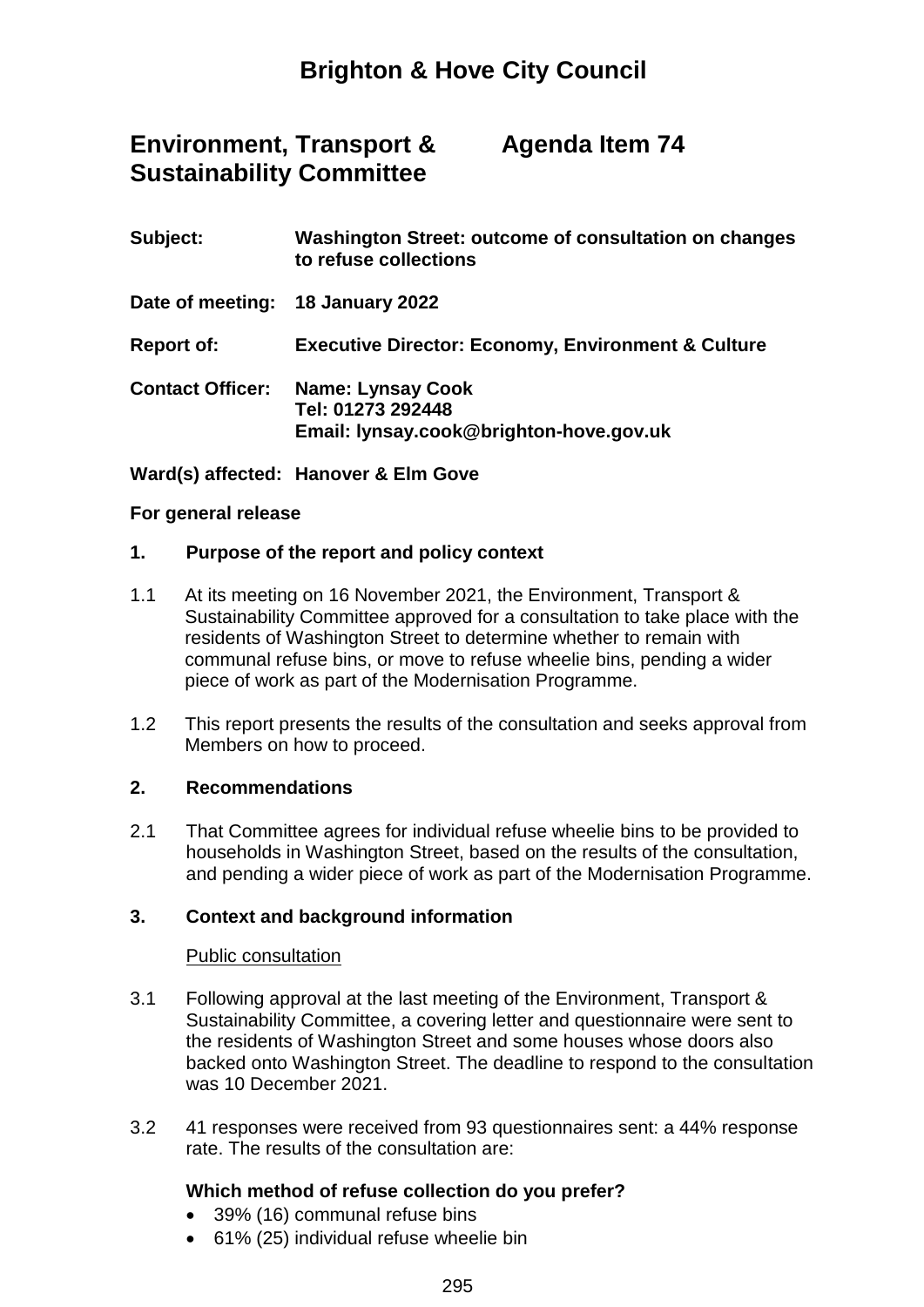# Brighton & Hove City Council

## Environment, Transport & Sustainability Committee — Agenda Item 74

**Subject:** Washington Street: outcome of consultation on changes to refuse collections

**Date of meeting:** 18 January 2022

**Report of:** Executive Director: Economy, Environment & Culture

**Contact Officer:** Name: Lynsay Cook
Tel: 01273 292448
Email: lynsay.cook@brighton-hove.gov.uk

**Ward(s) affected:** Hanover & Elm Gove

**For general release**

### 1. Purpose of the report and policy context

1.1 At its meeting on 16 November 2021, the Environment, Transport & Sustainability Committee approved for a consultation to take place with the residents of Washington Street to determine whether to remain with communal refuse bins, or move to refuse wheelie bins, pending a wider piece of work as part of the Modernisation Programme.

1.2 This report presents the results of the consultation and seeks approval from Members on how to proceed.

### 2. Recommendations

2.1 That Committee agrees for individual refuse wheelie bins to be provided to households in Washington Street, based on the results of the consultation, and pending a wider piece of work as part of the Modernisation Programme.

### 3. Context and background information

Public consultation

3.1 Following approval at the last meeting of the Environment, Transport & Sustainability Committee, a covering letter and questionnaire were sent to the residents of Washington Street and some houses whose doors also backed onto Washington Street. The deadline to respond to the consultation was 10 December 2021.

3.2 41 responses were received from 93 questionnaires sent: a 44% response rate. The results of the consultation are:

**Which method of refuse collection do you prefer?**

- 39% (16) communal refuse bins
- 61% (25) individual refuse wheelie bin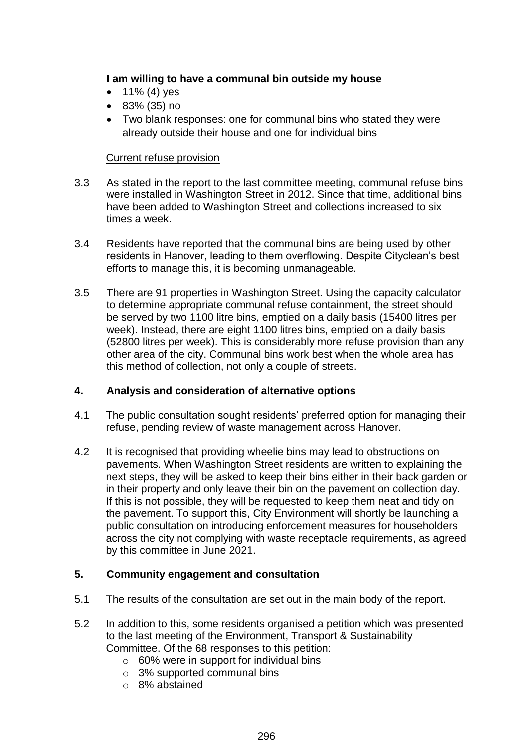**I am willing to have a communal bin outside my house**

- 11% (4) yes
- 83% (35) no
- Two blank responses: one for communal bins who stated they were already outside their house and one for individual bins

Current refuse provision

3.3 As stated in the report to the last committee meeting, communal refuse bins were installed in Washington Street in 2012. Since that time, additional bins have been added to Washington Street and collections increased to six times a week.

3.4 Residents have reported that the communal bins are being used by other residents in Hanover, leading to them overflowing. Despite Cityclean's best efforts to manage this, it is becoming unmanageable.

3.5 There are 91 properties in Washington Street. Using the capacity calculator to determine appropriate communal refuse containment, the street should be served by two 1100 litre bins, emptied on a daily basis (15400 litres per week). Instead, there are eight 1100 litres bins, emptied on a daily basis (52800 litres per week). This is considerably more refuse provision than any other area of the city. Communal bins work best when the whole area has this method of collection, not only a couple of streets.

## 4. Analysis and consideration of alternative options

4.1 The public consultation sought residents' preferred option for managing their refuse, pending review of waste management across Hanover.

4.2 It is recognised that providing wheelie bins may lead to obstructions on pavements. When Washington Street residents are written to explaining the next steps, they will be asked to keep their bins either in their back garden or in their property and only leave their bin on the pavement on collection day. If this is not possible, they will be requested to keep them neat and tidy on the pavement. To support this, City Environment will shortly be launching a public consultation on introducing enforcement measures for householders across the city not complying with waste receptacle requirements, as agreed by this committee in June 2021.

## 5. Community engagement and consultation

5.1 The results of the consultation are set out in the main body of the report.

5.2 In addition to this, some residents organised a petition which was presented to the last meeting of the Environment, Transport & Sustainability Committee. Of the 68 responses to this petition:

- 60% were in support for individual bins
- 3% supported communal bins
- 8% abstained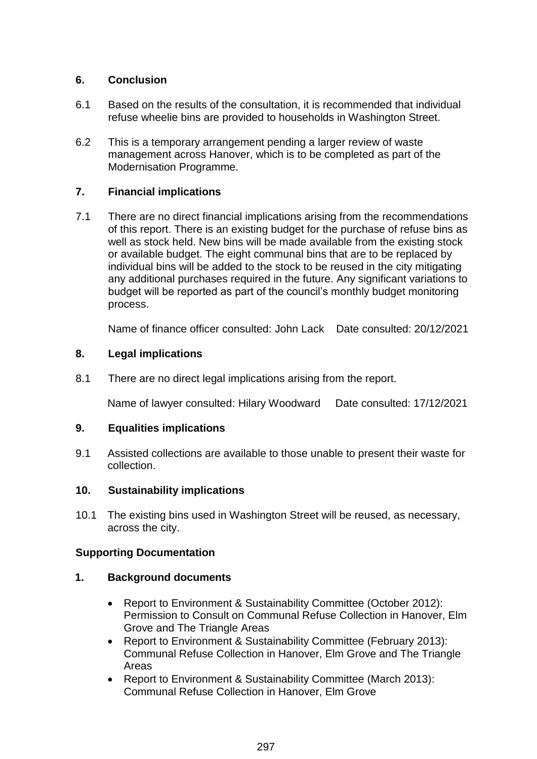## 6. Conclusion

6.1 Based on the results of the consultation, it is recommended that individual refuse wheelie bins are provided to households in Washington Street.

6.2 This is a temporary arrangement pending a larger review of waste management across Hanover, which is to be completed as part of the Modernisation Programme.

## 7. Financial implications

7.1 There are no direct financial implications arising from the recommendations of this report. There is an existing budget for the purchase of refuse bins as well as stock held. New bins will be made available from the existing stock or available budget. The eight communal bins that are to be replaced by individual bins will be added to the stock to be reused in the city mitigating any additional purchases required in the future. Any significant variations to budget will be reported as part of the council's monthly budget monitoring process.

Name of finance officer consulted: John Lack    Date consulted: 20/12/2021

## 8. Legal implications

8.1 There are no direct legal implications arising from the report.

Name of lawyer consulted: Hilary Woodward    Date consulted: 17/12/2021

## 9. Equalities implications

9.1 Assisted collections are available to those unable to present their waste for collection.

## 10. Sustainability implications

10.1 The existing bins used in Washington Street will be reused, as necessary, across the city.

## Supporting Documentation

### 1. Background documents

- Report to Environment & Sustainability Committee (October 2012): Permission to Consult on Communal Refuse Collection in Hanover, Elm Grove and The Triangle Areas
- Report to Environment & Sustainability Committee (February 2013): Communal Refuse Collection in Hanover, Elm Grove and The Triangle Areas
- Report to Environment & Sustainability Committee (March 2013): Communal Refuse Collection in Hanover, Elm Grove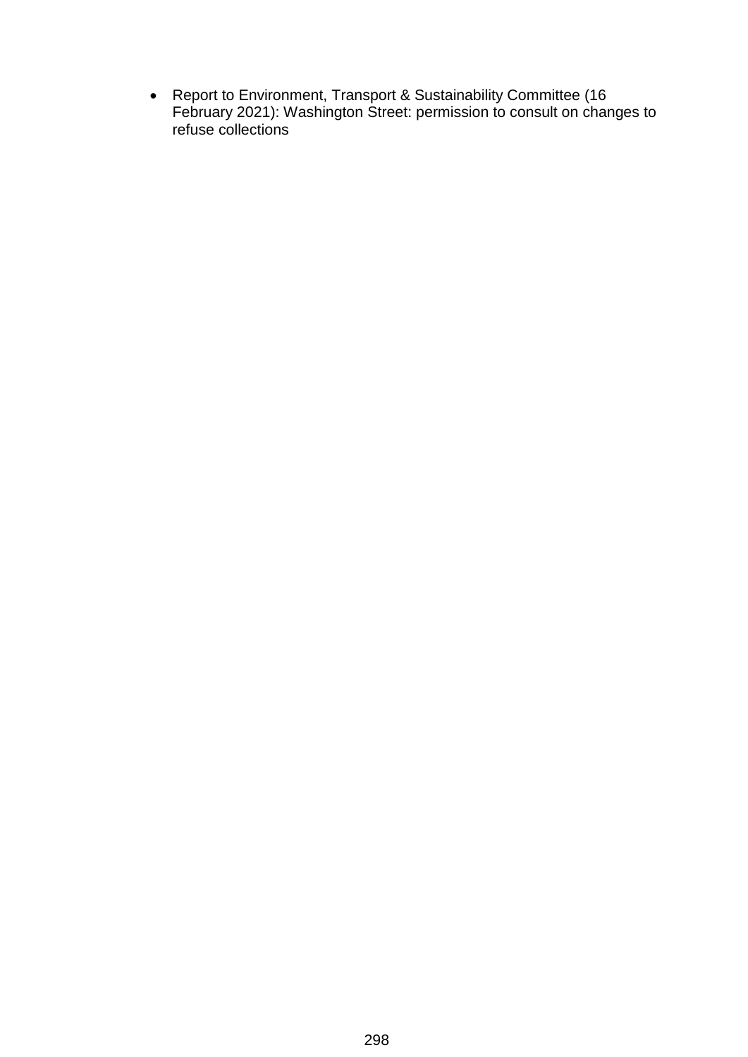- Report to Environment, Transport & Sustainability Committee (16 February 2021): Washington Street: permission to consult on changes to refuse collections